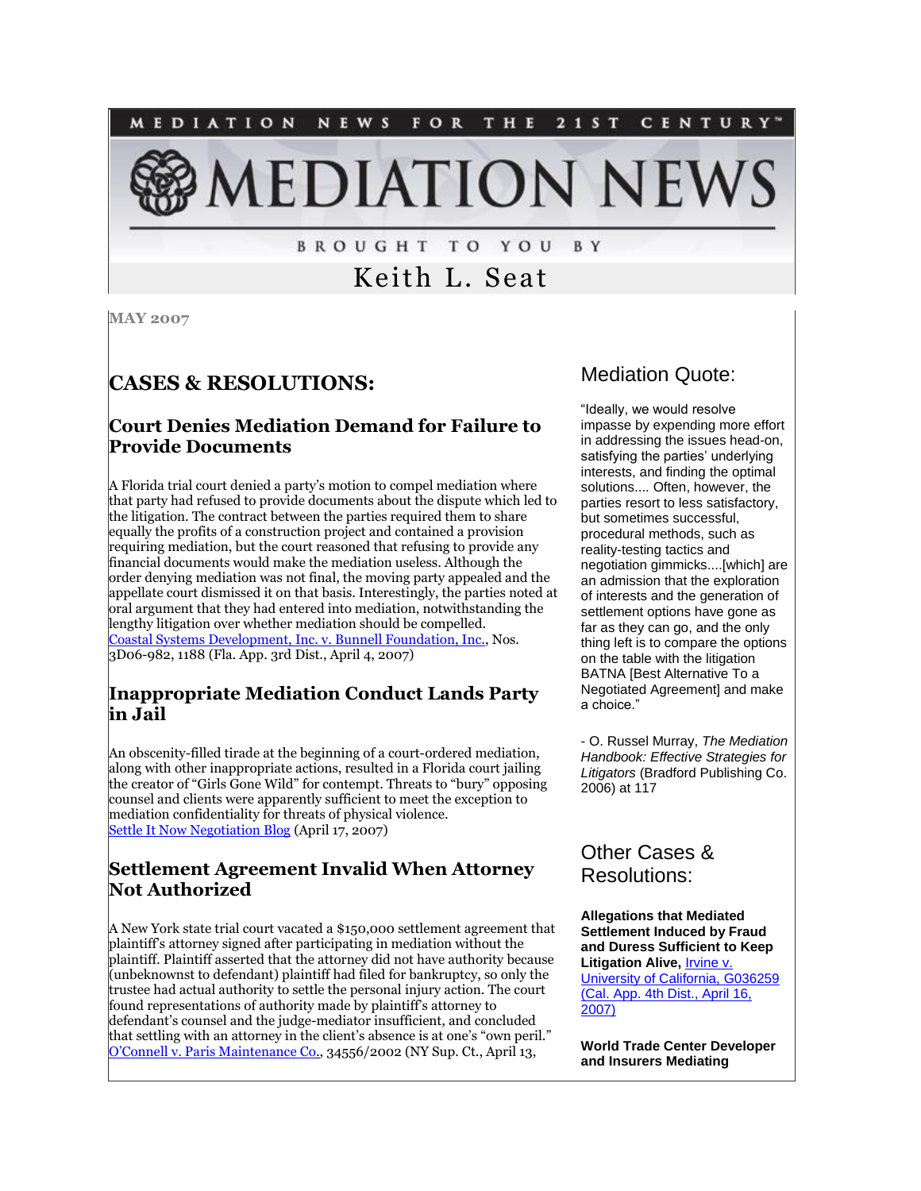MEDIATION NEWS FOR THE 21ST CENTURY™

# MEDIATION NEWS

BROUGHT TO YOU BY

Keith L. Seat

**MAY 2007**

## CASES & RESOLUTIONS:

### Court Denies Mediation Demand for Failure to Provide Documents

A Florida trial court denied a party's motion to compel mediation where that party had refused to provide documents about the dispute which led to the litigation. The contract between the parties required them to share equally the profits of a construction project and contained a provision requiring mediation, but the court reasoned that refusing to provide any financial documents would make the mediation useless. Although the order denying mediation was not final, the moving party appealed and the appellate court dismissed it on that basis. Interestingly, the parties noted at oral argument that they had entered into mediation, notwithstanding the lengthy litigation over whether mediation should be compelled. Coastal Systems Development, Inc. v. Bunnell Foundation, Inc., Nos. 3D06-982, 1188 (Fla. App. 3rd Dist., April 4, 2007)

### Inappropriate Mediation Conduct Lands Party in Jail

An obscenity-filled tirade at the beginning of a court-ordered mediation, along with other inappropriate actions, resulted in a Florida court jailing the creator of "Girls Gone Wild" for contempt. Threats to "bury" opposing counsel and clients were apparently sufficient to meet the exception to mediation confidentiality for threats of physical violence. Settle It Now Negotiation Blog (April 17, 2007)

### Settlement Agreement Invalid When Attorney Not Authorized

A New York state trial court vacated a $150,000 settlement agreement that plaintiff's attorney signed after participating in mediation without the plaintiff. Plaintiff asserted that the attorney did not have authority because (unbeknownst to defendant) plaintiff had filed for bankruptcy, so only the trustee had actual authority to settle the personal injury action. The court found representations of authority made by plaintiff's attorney to defendant's counsel and the judge-mediator insufficient, and concluded that settling with an attorney in the client's absence is at one's "own peril." O'Connell v. Paris Maintenance Co., 34556/2002 (NY Sup. Ct., April 13,

## Mediation Quote:

"Ideally, we would resolve impasse by expending more effort in addressing the issues head-on, satisfying the parties' underlying interests, and finding the optimal solutions.... Often, however, the parties resort to less satisfactory, but sometimes successful, procedural methods, such as reality-testing tactics and negotiation gimmicks....[which] are an admission that the exploration of interests and the generation of settlement options have gone as far as they can go, and the only thing left is to compare the options on the table with the litigation BATNA [Best Alternative To a Negotiated Agreement] and make a choice."

- O. Russel Murray, *The Mediation Handbook: Effective Strategies for Litigators* (Bradford Publishing Co. 2006) at 117

## Other Cases & Resolutions:

**Allegations that Mediated Settlement Induced by Fraud and Duress Sufficient to Keep Litigation Alive,** Irvine v. University of California, G036259 (Cal. App. 4th Dist., April 16, 2007)

**World Trade Center Developer and Insurers Mediating**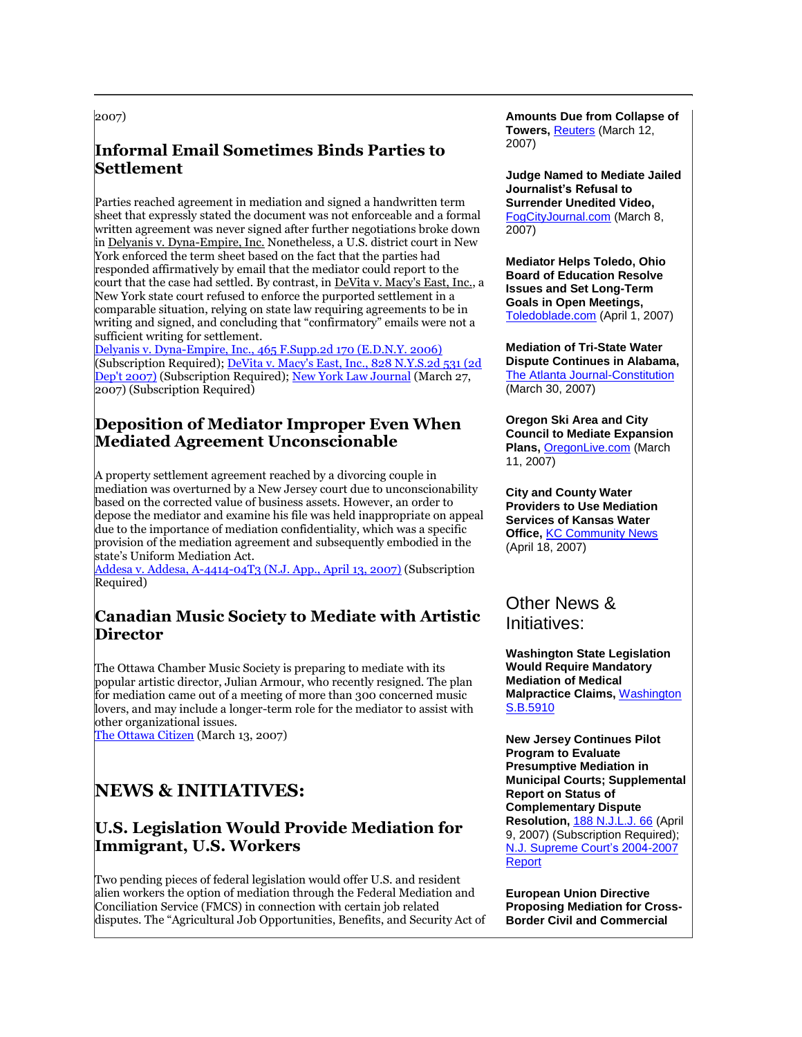2007)

## Informal Email Sometimes Binds Parties to Settlement

Parties reached agreement in mediation and signed a handwritten term sheet that expressly stated the document was not enforceable and a formal written agreement was never signed after further negotiations broke down in Delyanis v. Dyna-Empire, Inc. Nonetheless, a U.S. district court in New York enforced the term sheet based on the fact that the parties had responded affirmatively by email that the mediator could report to the court that the case had settled. By contrast, in DeVita v. Macy's East, Inc., a New York state court refused to enforce the purported settlement in a comparable situation, relying on state law requiring agreements to be in writing and signed, and concluding that "confirmatory" emails were not a sufficient writing for settlement.
Delyanis v. Dyna-Empire, Inc., 465 F.Supp.2d 170 (E.D.N.Y. 2006) (Subscription Required); DeVita v. Macy's East, Inc., 828 N.Y.S.2d 531 (2d Dep't 2007) (Subscription Required); New York Law Journal (March 27, 2007) (Subscription Required)

## Deposition of Mediator Improper Even When Mediated Agreement Unconscionable

A property settlement agreement reached by a divorcing couple in mediation was overturned by a New Jersey court due to unconscionability based on the corrected value of business assets. However, an order to depose the mediator and examine his file was held inappropriate on appeal due to the importance of mediation confidentiality, which was a specific provision of the mediation agreement and subsequently embodied in the state's Uniform Mediation Act.
Addesa v. Addesa, A-4414-04T3 (N.J. App., April 13, 2007) (Subscription Required)

## Canadian Music Society to Mediate with Artistic Director

The Ottawa Chamber Music Society is preparing to mediate with its popular artistic director, Julian Armour, who recently resigned. The plan for mediation came out of a meeting of more than 300 concerned music lovers, and may include a longer-term role for the mediator to assist with other organizational issues.
The Ottawa Citizen (March 13, 2007)

# NEWS & INITIATIVES:

## U.S. Legislation Would Provide Mediation for Immigrant, U.S. Workers

Two pending pieces of federal legislation would offer U.S. and resident alien workers the option of mediation through the Federal Mediation and Conciliation Service (FMCS) in connection with certain job related disputes. The "Agricultural Job Opportunities, Benefits, and Security Act of

**Amounts Due from Collapse of Towers,** Reuters (March 12, 2007)

**Judge Named to Mediate Jailed Journalist's Refusal to Surrender Unedited Video,** FogCityJournal.com (March 8, 2007)

**Mediator Helps Toledo, Ohio Board of Education Resolve Issues and Set Long-Term Goals in Open Meetings,** Toledoblade.com (April 1, 2007)

**Mediation of Tri-State Water Dispute Continues in Alabama,** The Atlanta Journal-Constitution (March 30, 2007)

**Oregon Ski Area and City Council to Mediate Expansion Plans,** OregonLive.com (March 11, 2007)

**City and County Water Providers to Use Mediation Services of Kansas Water Office,** KC Community News (April 18, 2007)

## Other News & Initiatives:

**Washington State Legislation Would Require Mandatory Mediation of Medical Malpractice Claims,** Washington S.B.5910

**New Jersey Continues Pilot Program to Evaluate Presumptive Mediation in Municipal Courts; Supplemental Report on Status of Complementary Dispute Resolution,** 188 N.J.L.J. 66 (April 9, 2007) (Subscription Required); N.J. Supreme Court's 2004-2007 Report

**European Union Directive Proposing Mediation for Cross-Border Civil and Commercial**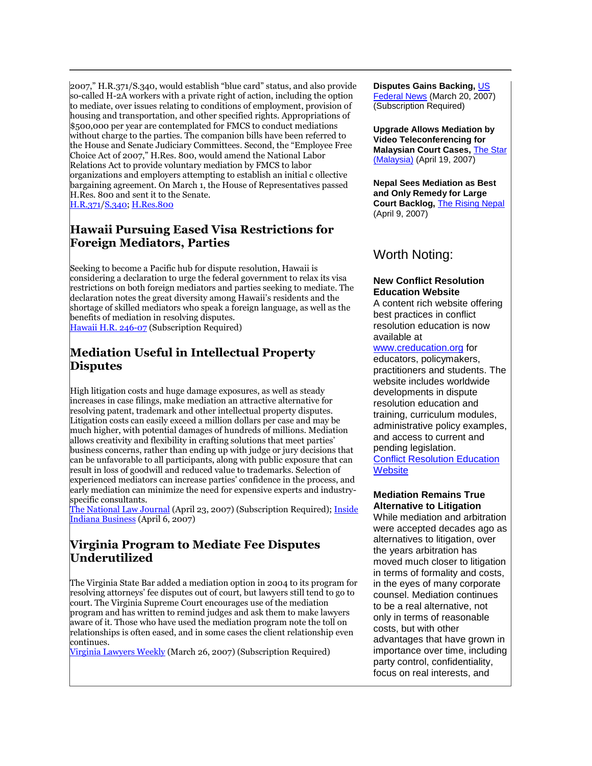2007," H.R.371/S.340, would establish "blue card" status, and also provide so-called H-2A workers with a private right of action, including the option to mediate, over issues relating to conditions of employment, provision of housing and transportation, and other specified rights. Appropriations of $500,000 per year are contemplated for FMCS to conduct mediations without charge to the parties. The companion bills have been referred to the House and Senate Judiciary Committees. Second, the "Employee Free Choice Act of 2007," H.Res. 800, would amend the National Labor Relations Act to provide voluntary mediation by FMCS to labor organizations and employers attempting to establish an initial c ollective bargaining agreement. On March 1, the House of Representatives passed H.Res. 800 and sent it to the Senate.
H.R.371/S.340; H.Res.800

## Hawaii Pursuing Eased Visa Restrictions for Foreign Mediators, Parties

Seeking to become a Pacific hub for dispute resolution, Hawaii is considering a declaration to urge the federal government to relax its visa restrictions on both foreign mediators and parties seeking to mediate. The declaration notes the great diversity among Hawaii's residents and the shortage of skilled mediators who speak a foreign language, as well as the benefits of mediation in resolving disputes.
Hawaii H.R. 246-07 (Subscription Required)

## Mediation Useful in Intellectual Property Disputes

High litigation costs and huge damage exposures, as well as steady increases in case filings, make mediation an attractive alternative for resolving patent, trademark and other intellectual property disputes. Litigation costs can easily exceed a million dollars per case and may be much higher, with potential damages of hundreds of millions. Mediation allows creativity and flexibility in crafting solutions that meet parties' business concerns, rather than ending up with judge or jury decisions that can be unfavorable to all participants, along with public exposure that can result in loss of goodwill and reduced value to trademarks. Selection of experienced mediators can increase parties' confidence in the process, and early mediation can minimize the need for expensive experts and industry-specific consultants.
The National Law Journal (April 23, 2007) (Subscription Required); Inside Indiana Business (April 6, 2007)

## Virginia Program to Mediate Fee Disputes Underutilized

The Virginia State Bar added a mediation option in 2004 to its program for resolving attorneys' fee disputes out of court, but lawyers still tend to go to court. The Virginia Supreme Court encourages use of the mediation program and has written to remind judges and ask them to make lawyers aware of it. Those who have used the mediation program note the toll on relationships is often eased, and in some cases the client relationship even continues.
Virginia Lawyers Weekly (March 26, 2007) (Subscription Required)

**Disputes Gains Backing,** US Federal News (March 20, 2007) (Subscription Required)

**Upgrade Allows Mediation by Video Teleconferencing for Malaysian Court Cases,** The Star (Malaysia) (April 19, 2007)

**Nepal Sees Mediation as Best and Only Remedy for Large Court Backlog,** The Rising Nepal (April 9, 2007)

## Worth Noting:

**New Conflict Resolution Education Website**
A content rich website offering best practices in conflict resolution education is now available at www.creducation.org for educators, policymakers, practitioners and students. The website includes worldwide developments in dispute resolution education and training, curriculum modules, administrative policy examples, and access to current and pending legislation.
Conflict Resolution Education Website

**Mediation Remains True Alternative to Litigation**
While mediation and arbitration were accepted decades ago as alternatives to litigation, over the years arbitration has moved much closer to litigation in terms of formality and costs, in the eyes of many corporate counsel. Mediation continues to be a real alternative, not only in terms of reasonable costs, but with other advantages that have grown in importance over time, including party control, confidentiality, focus on real interests, and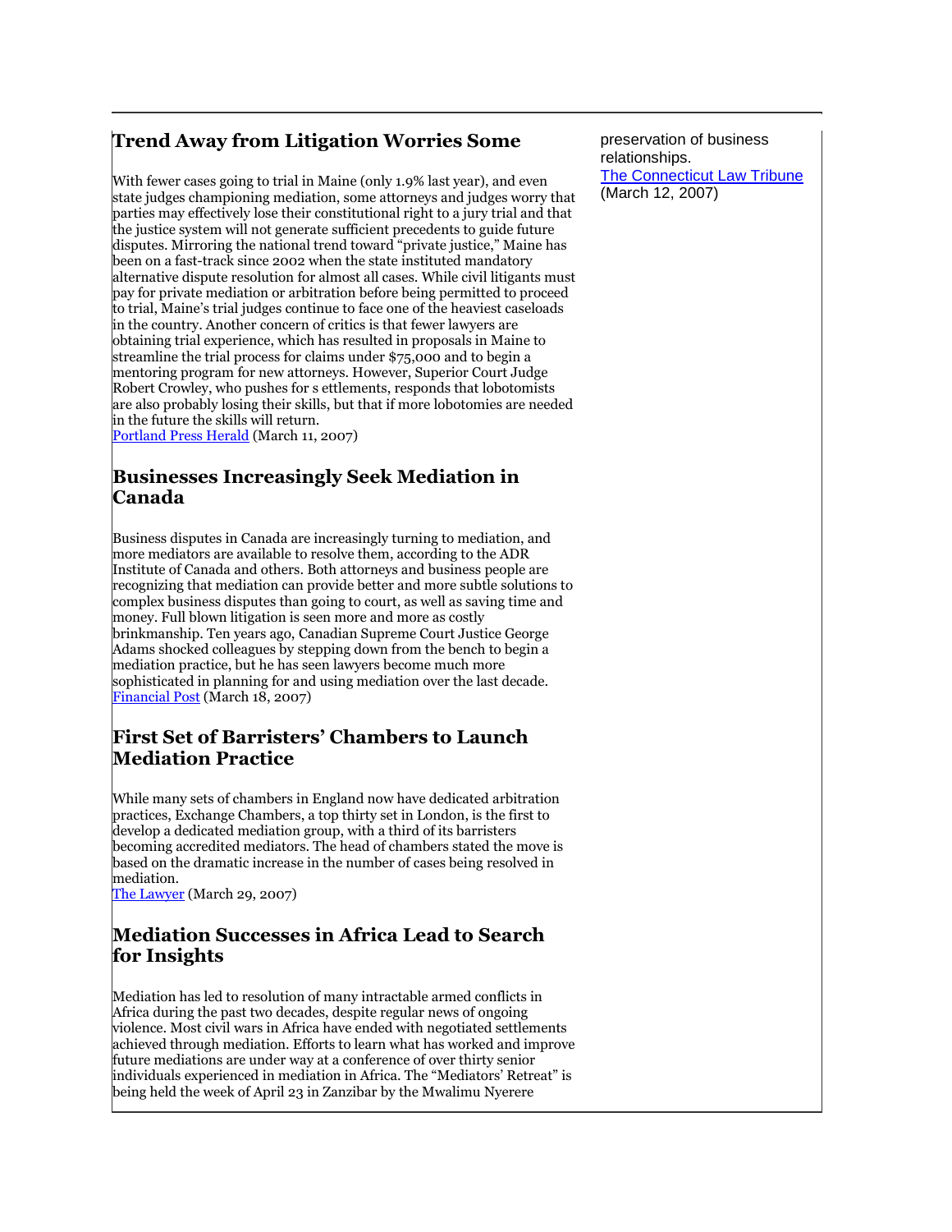preservation of business relationships.
The Connecticut Law Tribune (March 12, 2007)

## Trend Away from Litigation Worries Some

With fewer cases going to trial in Maine (only 1.9% last year), and even state judges championing mediation, some attorneys and judges worry that parties may effectively lose their constitutional right to a jury trial and that the justice system will not generate sufficient precedents to guide future disputes. Mirroring the national trend toward "private justice," Maine has been on a fast-track since 2002 when the state instituted mandatory alternative dispute resolution for almost all cases. While civil litigants must pay for private mediation or arbitration before being permitted to proceed to trial, Maine's trial judges continue to face one of the heaviest caseloads in the country. Another concern of critics is that fewer lawyers are obtaining trial experience, which has resulted in proposals in Maine to streamline the trial process for claims under $75,000 and to begin a mentoring program for new attorneys. However, Superior Court Judge Robert Crowley, who pushes for s ettlements, responds that lobotomists are also probably losing their skills, but that if more lobotomies are needed in the future the skills will return.
Portland Press Herald (March 11, 2007)

## Businesses Increasingly Seek Mediation in Canada

Business disputes in Canada are increasingly turning to mediation, and more mediators are available to resolve them, according to the ADR Institute of Canada and others. Both attorneys and business people are recognizing that mediation can provide better and more subtle solutions to complex business disputes than going to court, as well as saving time and money. Full blown litigation is seen more and more as costly brinkmanship. Ten years ago, Canadian Supreme Court Justice George Adams shocked colleagues by stepping down from the bench to begin a mediation practice, but he has seen lawyers become much more sophisticated in planning for and using mediation over the last decade.
Financial Post (March 18, 2007)

## First Set of Barristers' Chambers to Launch Mediation Practice

While many sets of chambers in England now have dedicated arbitration practices, Exchange Chambers, a top thirty set in London, is the first to develop a dedicated mediation group, with a third of its barristers becoming accredited mediators. The head of chambers stated the move is based on the dramatic increase in the number of cases being resolved in mediation.
The Lawyer (March 29, 2007)

## Mediation Successes in Africa Lead to Search for Insights

Mediation has led to resolution of many intractable armed conflicts in Africa during the past two decades, despite regular news of ongoing violence. Most civil wars in Africa have ended with negotiated settlements achieved through mediation. Efforts to learn what has worked and improve future mediations are under way at a conference of over thirty senior individuals experienced in mediation in Africa. The "Mediators' Retreat" is being held the week of April 23 in Zanzibar by the Mwalimu Nyerere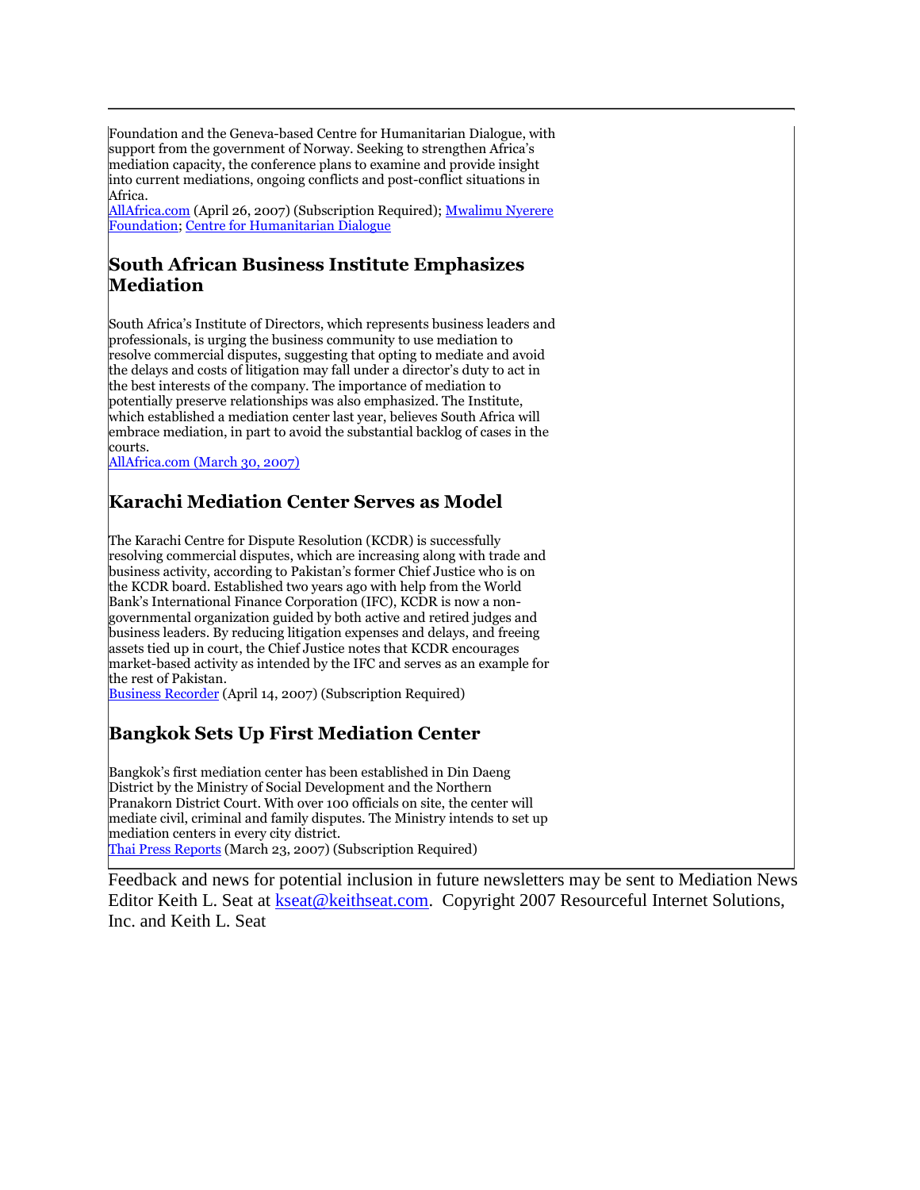Foundation and the Geneva-based Centre for Humanitarian Dialogue, with support from the government of Norway. Seeking to strengthen Africa's mediation capacity, the conference plans to examine and provide insight into current mediations, ongoing conflicts and post-conflict situations in Africa.
AllAfrica.com (April 26, 2007) (Subscription Required); Mwalimu Nyerere Foundation; Centre for Humanitarian Dialogue

## South African Business Institute Emphasizes Mediation

South Africa's Institute of Directors, which represents business leaders and professionals, is urging the business community to use mediation to resolve commercial disputes, suggesting that opting to mediate and avoid the delays and costs of litigation may fall under a director's duty to act in the best interests of the company. The importance of mediation to potentially preserve relationships was also emphasized. The Institute, which established a mediation center last year, believes South Africa will embrace mediation, in part to avoid the substantial backlog of cases in the courts.
AllAfrica.com (March 30, 2007)

## Karachi Mediation Center Serves as Model

The Karachi Centre for Dispute Resolution (KCDR) is successfully resolving commercial disputes, which are increasing along with trade and business activity, according to Pakistan's former Chief Justice who is on the KCDR board. Established two years ago with help from the World Bank's International Finance Corporation (IFC), KCDR is now a non-governmental organization guided by both active and retired judges and business leaders. By reducing litigation expenses and delays, and freeing assets tied up in court, the Chief Justice notes that KCDR encourages market-based activity as intended by the IFC and serves as an example for the rest of Pakistan.
Business Recorder (April 14, 2007) (Subscription Required)

## Bangkok Sets Up First Mediation Center

Bangkok's first mediation center has been established in Din Daeng District by the Ministry of Social Development and the Northern Pranakorn District Court. With over 100 officials on site, the center will mediate civil, criminal and family disputes. The Ministry intends to set up mediation centers in every city district.
Thai Press Reports (March 23, 2007) (Subscription Required)

Feedback and news for potential inclusion in future newsletters may be sent to Mediation News Editor Keith L. Seat at kseat@keithseat.com. Copyright 2007 Resourceful Internet Solutions, Inc. and Keith L. Seat